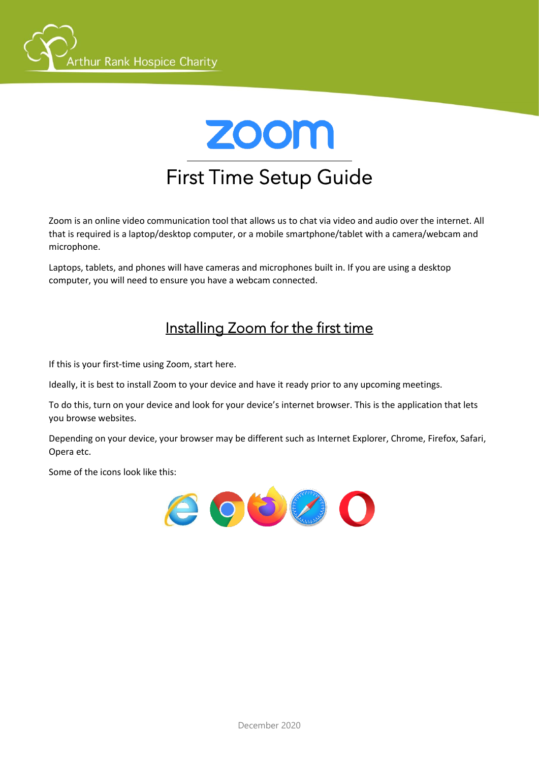# zoom

## First Time Setup Guide

Zoom is an online video communication tool that allows us to chat via video and audio over the internet. All that is required is a laptop/desktop computer, or a mobile smartphone/tablet with a camera/webcam and microphone.

Laptops, tablets, and phones will have cameras and microphones built in. If you are using a desktop computer, you will need to ensure you have a webcam connected.

## Installing Zoom for the first time

If this is your first-time using Zoom, start here.

Ideally, it is best to install Zoom to your device and have it ready prior to any upcoming meetings.

To do this, turn on your device and look for your device's internet browser. This is the application that lets you browse websites.

Depending on your device, your browser may be different such as Internet Explorer, Chrome, Firefox, Safari, Opera etc.

Some of the icons look like this: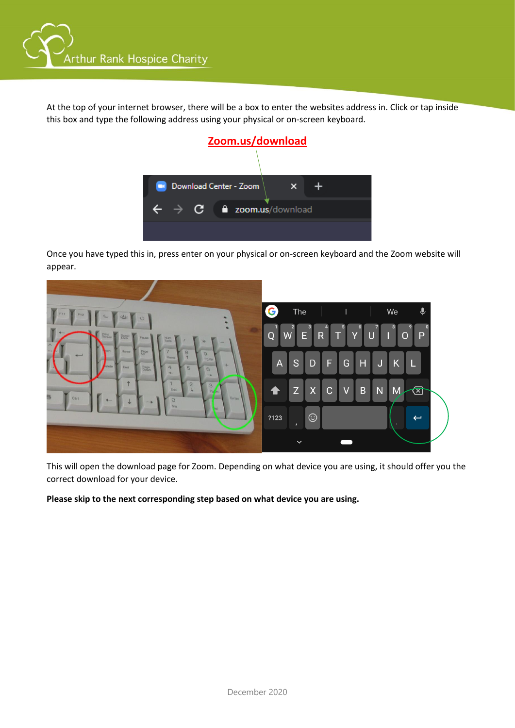At the top of your internet browser, there will be a box to enter the websites address in. Click or tap inside this box and type the following address using your physical or on-screen keyboard.

**Zoom.us/download**

Once you have typed this in, press enter on your physical or on-screen keyboard and the Zoom website will appear.

This will open the download page for Zoom. Depending on what device you are using, it should offer you the correct download for your device.

**Please skip to the next corresponding step based on what device you are using.**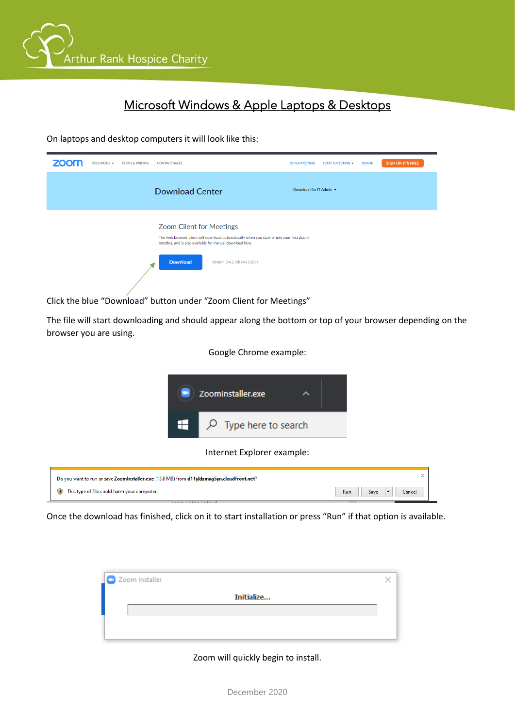## Microsoft Windows & Apple Laptops & Desktops

On laptops and desktop computers it will look like this:

Click the blue "Download" button under "Zoom Client for Meetings"

The file will start downloading and should appear along the bottom or top of your browser depending on the browser you are using.

Google Chrome example:

Internet Explorer example:

Once the download has finished, click on it to start installation or press "Run" if that option is available.

Zoom will quickly begin to install.

December 2020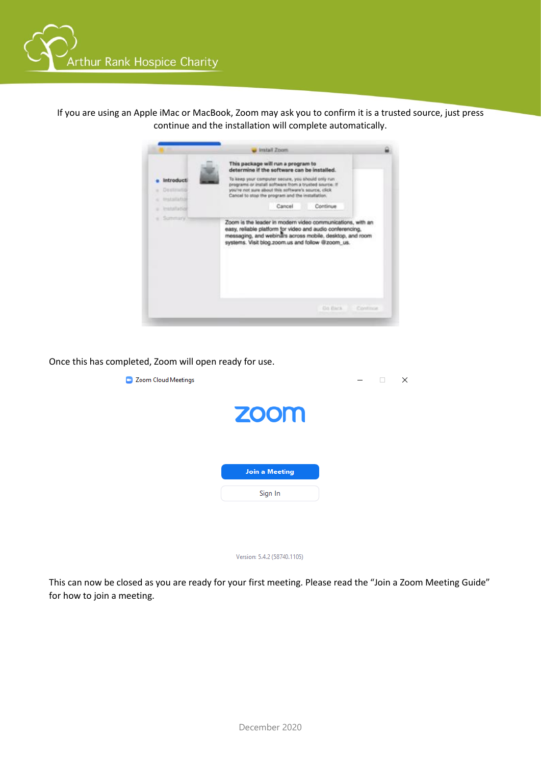If you are using an Apple iMac or MacBook, Zoom may ask you to confirm it is a trusted source, just press continue and the installation will complete automatically.

Once this has completed, Zoom will open ready for use.

This can now be closed as you are ready for your first meeting. Please read the "Join a Zoom Meeting Guide" for how to join a meeting.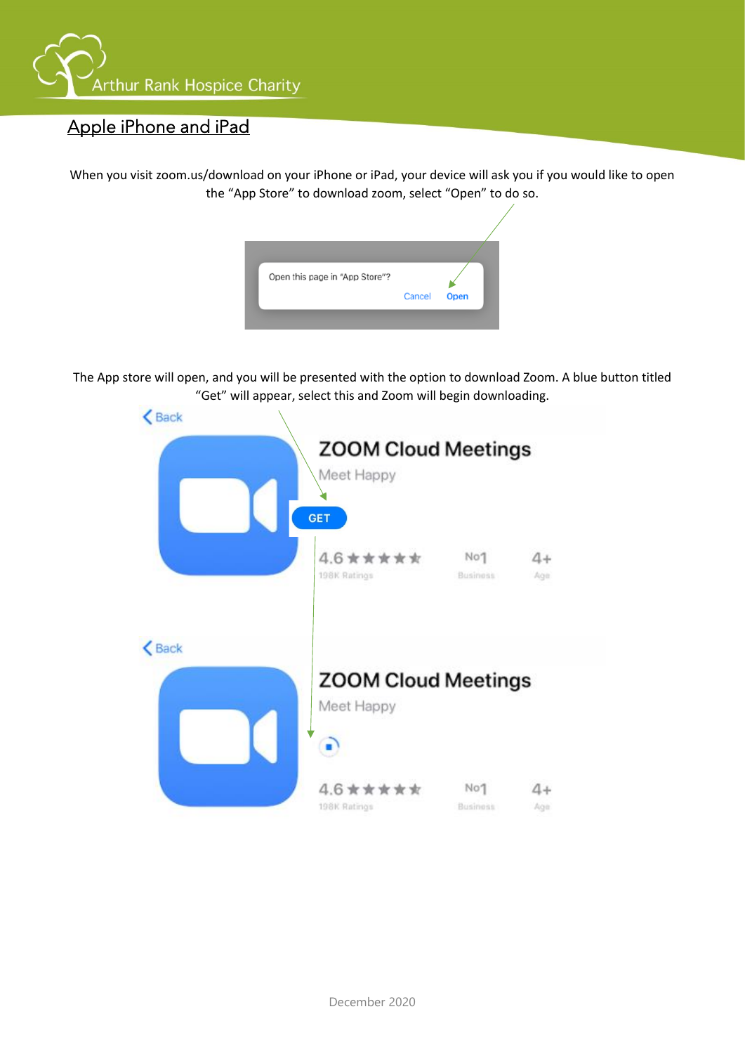## Apple iPhone and iPad

When you visit zoom.us/download on your iPhone or iPad, your device will ask you if you would like to open the "App Store" to download zoom, select "Open" to do so.

The App store will open, and you will be presented with the option to download Zoom. A blue button titled "Get" will appear, select this and Zoom will begin downloading.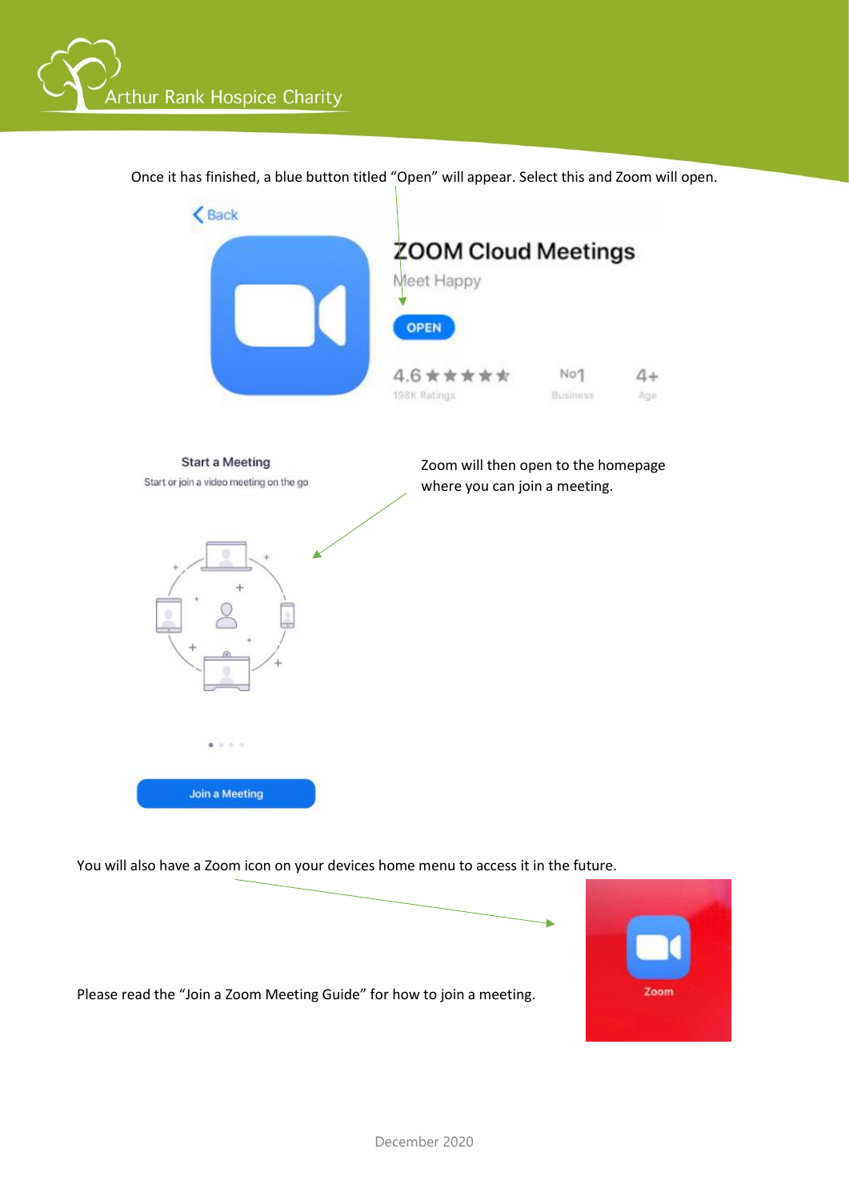Once it has finished, a blue button titled "Open" will appear. Select this and Zoom will open.

Zoom will then open to the homepage where you can join a meeting.

You will also have a Zoom icon on your devices home menu to access it in the future.

Please read the "Join a Zoom Meeting Guide" for how to join a meeting.

December 2020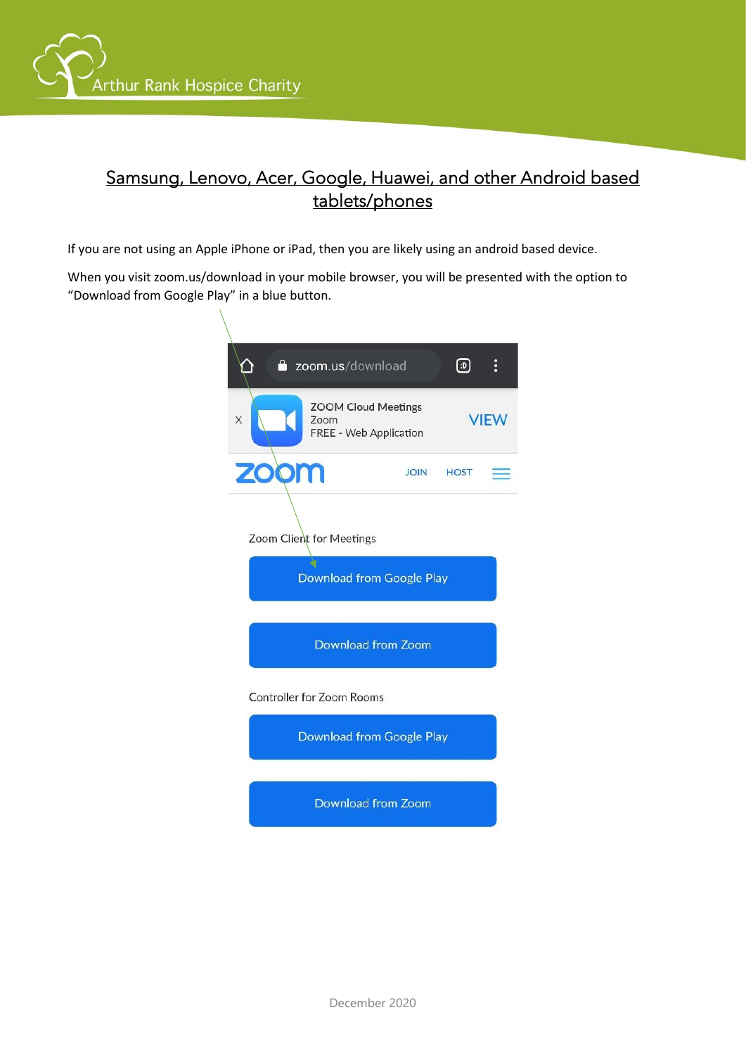## Samsung, Lenovo, Acer, Google, Huawei, and other Android based tablets/phones

If you are not using an Apple iPhone or iPad, then you are likely using an android based device.

When you visit zoom.us/download in your mobile browser, you will be presented with the option to "Download from Google Play" in a blue button.

zoom.us/download

ZOOM Cloud Meetings
Zoom
FREE - Web Application
VIEW

zoom JOIN HOST

Zoom Client for Meetings

Download from Google Play

Download from Zoom

Controller for Zoom Rooms

Download from Google Play

Download from Zoom

December 2020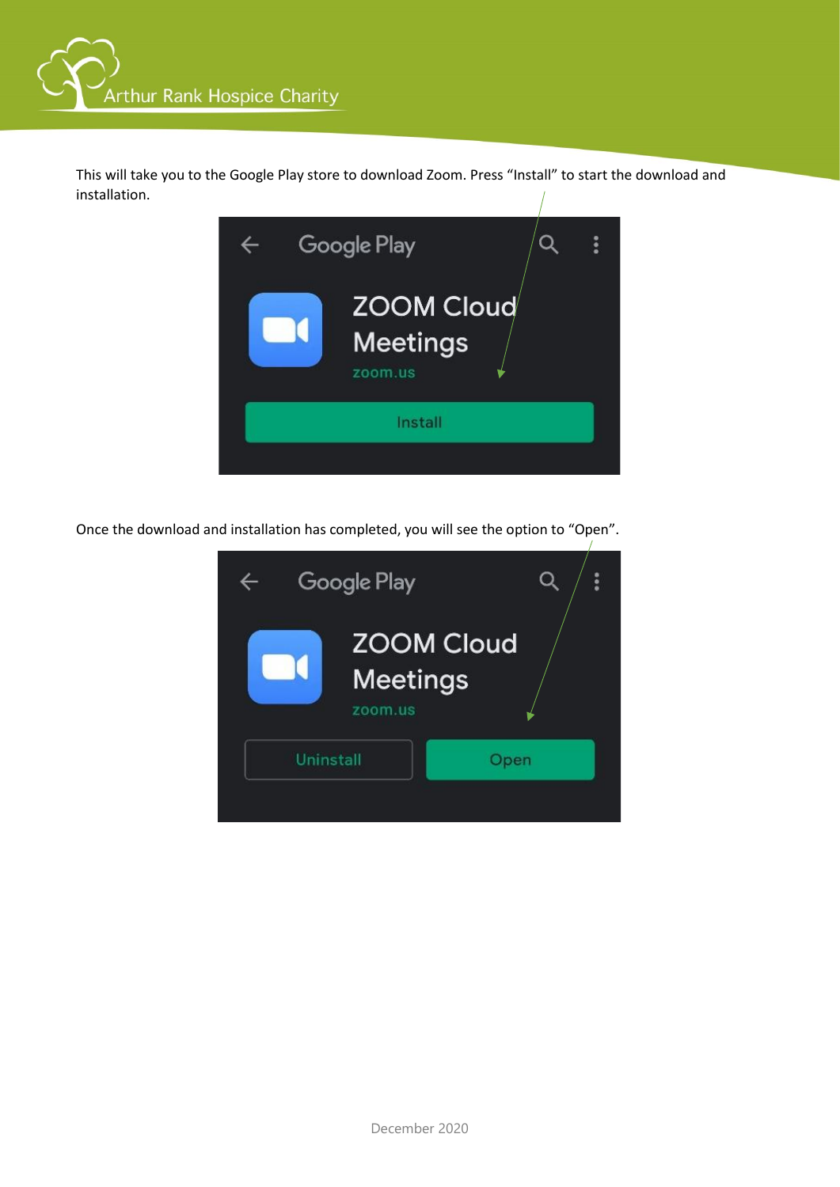This will take you to the Google Play store to download Zoom. Press "Install" to start the download and installation.

Once the download and installation has completed, you will see the option to "Open".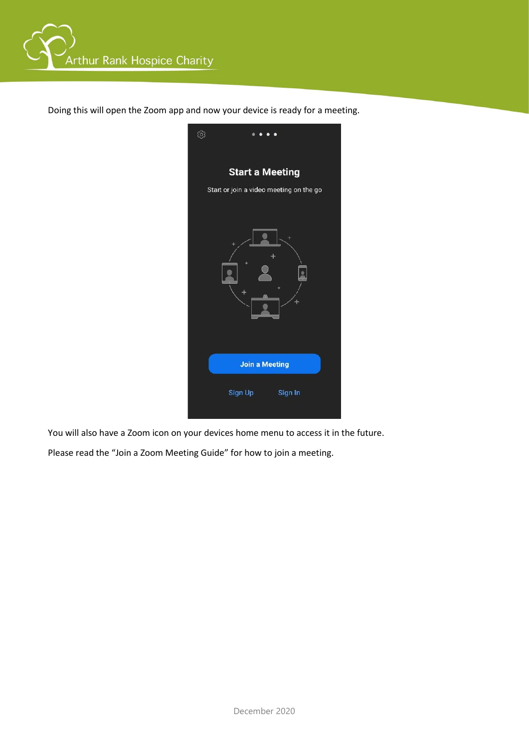Doing this will open the Zoom app and now your device is ready for a meeting.

You will also have a Zoom icon on your devices home menu to access it in the future.

Please read the “Join a Zoom Meeting Guide” for how to join a meeting.